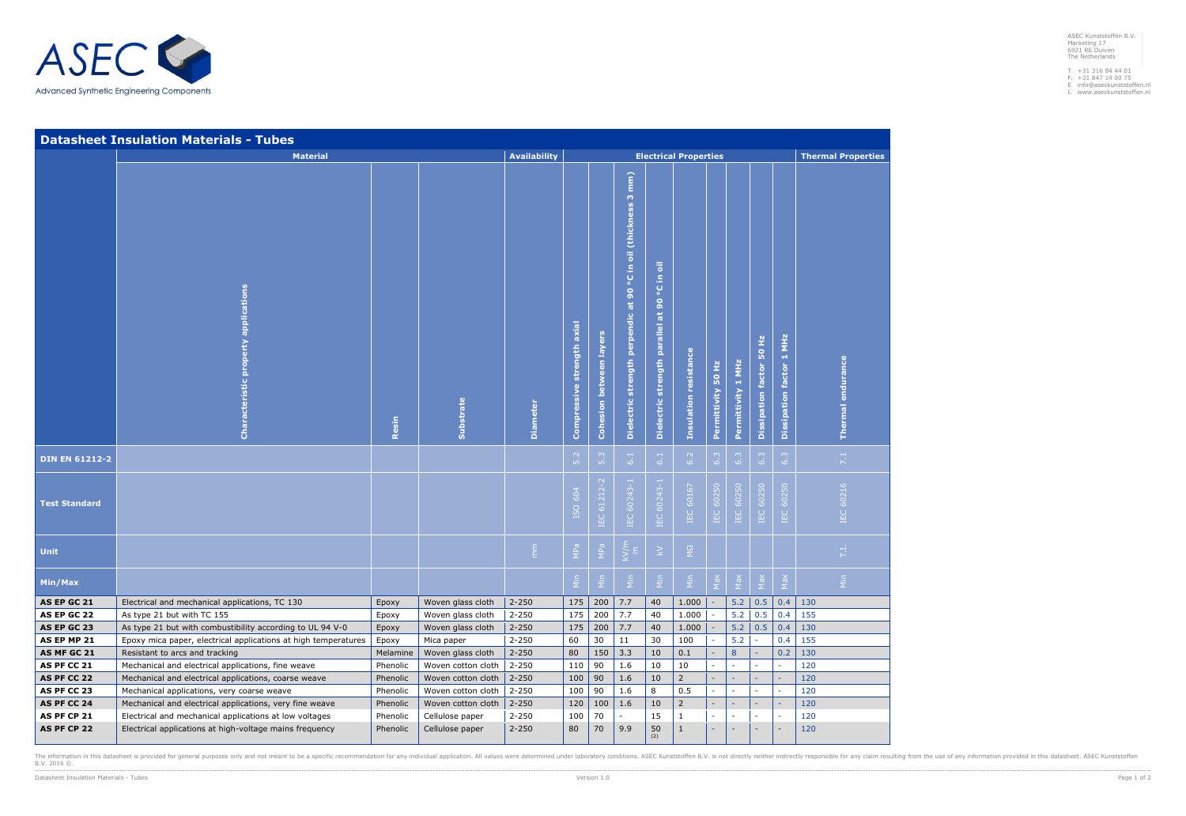ASEC

Advanced Synthetic Engineering Components

ASEC Kunststoffen B.V.
Marketing 17
6921 RE Duiven
The Netherlands

T. +31 316 84 44 01
F. +31 847 14 00 75
E. info@aseckunststoffen.nl
I. www.aseckunststoffen.nl

# Datasheet Insulation Materials - Tubes

| | Material | | | Availability | Electrical Properties | | | | | | | | | Thermal Properties |
|---|---|---|---|---|---|---|---|---|---|---|---|---|---|---|
| | Characteristic property applications | Resin | Substrate | Diameter | Compressive strength axial | Cohesion between layers | Dielectric strength perpendic at 90 °C in oil (thickness 3 mm) | Dielectric strength parallel at 90 °C in oil | Insulation resistance | Permittivity 50 Hz | Permittivity 1 MHz | Dissipation factor 50 Hz | Dissipation factor 1 MHz | Thermal endurance |
| **DIN EN 61212-2** | | | | | 5.2 | 5.3 | 6.1 | 6.1 | 6.2 | 6.3 | 6.3 | 6.3 | 6.3 | 7.1 |
| **Test Standard** | | | | | ISO 604 | IEC 61212-2 | IEC 60243-1 | IEC 60243-1 | IEC 60167 | IEC 60250 | IEC 60250 | IEC 60250 | IEC 60250 | IEC 60216 |
| **Unit** | | | | mm | MPa | MPa | kV/mm | kV | MΩ | | | | | T.I. |
| **Min/Max** | | | | | Min | Min | Min | Min | Min | Max | Max | Max | Max | Min |
| **AS EP GC 21** | Electrical and mechanical applications, TC 130 | Epoxy | Woven glass cloth | 2-250 | 175 | 200 | 7.7 | 40 | 1.000 | - | 5.2 | 0.5 | 0.4 | 130 |
| **AS EP GC 22** | As type 21 but with TC 155 | Epoxy | Woven glass cloth | 2-250 | 175 | 200 | 7.7 | 40 | 1.000 | - | 5.2 | 0.5 | 0.4 | 155 |
| **AS EP GC 23** | As type 21 but with combustibility according to UL 94 V-0 | Epoxy | Woven glass cloth | 2-250 | 175 | 200 | 7.7 | 40 | 1.000 | - | 5.2 | 0.5 | 0.4 | 130 |
| **AS EP MP 21** | Epoxy mica paper, electrical applications at high temperatures | Epoxy | Mica paper | 2-250 | 60 | 30 | 11 | 30 | 100 | - | 5.2 | - | 0.4 | 155 |
| **AS MF GC 21** | Resistant to arcs and tracking | Melamine | Woven glass cloth | 2-250 | 80 | 150 | 3.3 | 10 | 0.1 | - | 8 | - | 0.2 | 130 |
| **AS PF CC 21** | Mechanical and electrical applications, fine weave | Phenolic | Woven cotton cloth | 2-250 | 110 | 90 | 1.6 | 10 | 10 | - | - | - | - | 120 |
| **AS PF CC 22** | Mechanical and electrical applications, coarse weave | Phenolic | Woven cotton cloth | 2-250 | 100 | 90 | 1.6 | 10 | 2 | - | - | - | - | 120 |
| **AS PF CC 23** | Mechanical applications, very coarse weave | Phenolic | Woven cotton cloth | 2-250 | 100 | 90 | 1.6 | 8 | 0.5 | - | - | - | - | 120 |
| **AS PF CC 24** | Mechanical and electrical applications, very fine weave | Phenolic | Woven cotton cloth | 2-250 | 120 | 100 | 1.6 | 10 | 2 | - | - | - | - | 120 |
| **AS PF CP 21** | Electrical and mechanical applications at low voltages | Phenolic | Cellulose paper | 2-250 | 100 | 70 | - | 15 | 1 | - | - | - | - | 120 |
| **AS PF CP 22** | Electrical applications at high-voltage mains frequency | Phenolic | Cellulose paper | 2-250 | 80 | 70 | 9.9 | 50 (2) | 1 | - | - | - | - | 120 |

The information in this datasheet is provided for general purposes only and not meant to be a specific recommendation for any individual application. All values were determined under laboratory conditions. ASEC Kunststoffen B.V. is not directly neither indirectly responsible for any claim resulting from the use of any information provided in this datasheet. ASEC Kunststoffen B.V. 2016 ©.

Version 1.0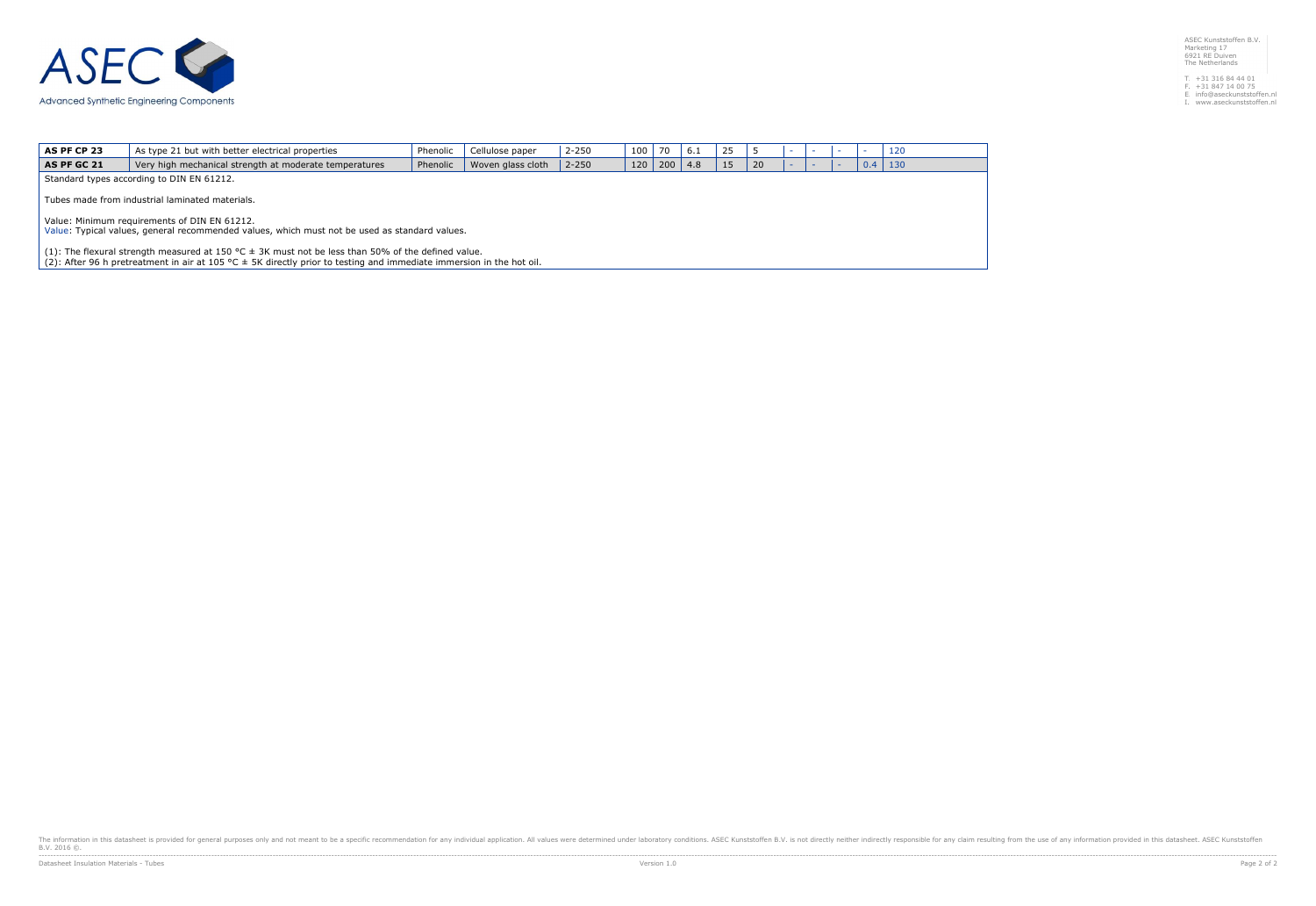| | | | | | | | | | | | | | | |
|---|---|---|---|---|---|---|---|---|---|---|---|---|---|---|
| **AS PF CP 23** | As type 21 but with better electrical properties | Phenolic | Cellulose paper | 2-250 | 100 | 70 | 6.1 | 25 | 5 | - | - | - | - | 120 |
| **AS PF GC 21** | Very high mechanical strength at moderate temperatures | Phenolic | Woven glass cloth | 2-250 | 120 | 200 | 4.8 | 15 | 20 | - | - | - | 0.4 | 130 |

Standard types according to DIN EN 61212.

Tubes made from industrial laminated materials.

Value: Minimum requirements of DIN EN 61212.
Value: Typical values, general recommended values, which must not be used as standard values.

(1): The flexural strength measured at 150 °C ± 3K must not be less than 50% of the defined value.
(2): After 96 h pretreatment in air at 105 °C ± 5K directly prior to testing and immediate immersion in the hot oil.

The information in this datasheet is provided for general purposes only and not meant to be a specific recommendation for any individual application. All values were determined under laboratory conditions. ASEC Kunststoffen B.V. is not directly neither indirectly responsible for any claim resulting from the use of any information provided in this datasheet. ASEC Kunststoffen B.V. 2016 ©.